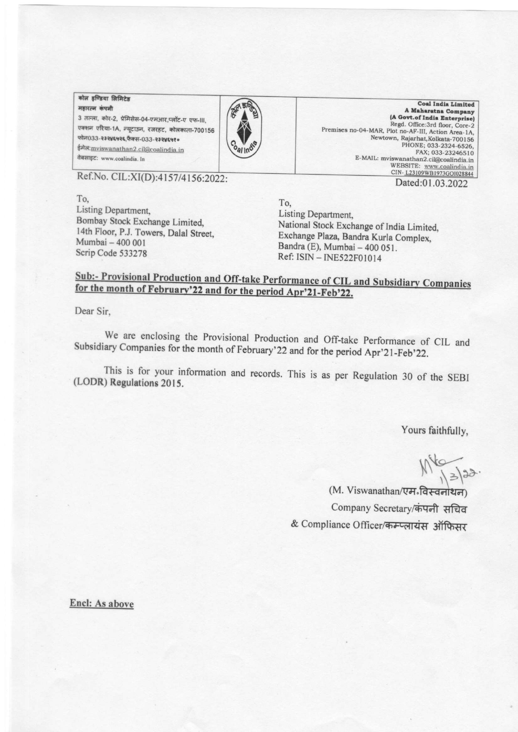कोल इण्डिया लिमिटेड
महारत्न कंपनी
3 तल्ला, कोर-2, प्रेमिसेस-04-एमआर,प्लॉट-ए एफ-III,
एक्शन एरिया-1A, न्यूटाउन, रजरहट, कोलकाता-700156
फोन033-२३२४६५२६,फैक्स-033-२३२४६५१०
ईमेल:mviswanathan2.cil@coalindia.in
वेबसाइट: www.coalindia.in

**Coal India Limited**
**A Maharatna Company**
**(A Govt.of India Enterprise)**
Regd. Office:3rd floor, Core-2
Premises no-04-MAR, Plot no-AF-III, Action Area-1A,
Newtown, Rajarhat,Kolkata-700156
PHONE; 033-2324-6526,
FAX; 033-23246510
E-MAIL: mviswanathan2.cil@coalindia.in
WEBSITE: www.coalindia.in
CIN- L23109WB1973GOI028844

Ref.No. CIL:XI(D):4157/4156:2022:

Dated:01.03.2022

To,
Listing Department,
Bombay Stock Exchange Limited,
14th Floor, P.J. Towers, Dalal Street,
Mumbai – 400 001
Scrip Code 533278

To,
Listing Department,
National Stock Exchange of India Limited,
Exchange Plaza, Bandra Kurla Complex,
Bandra (E), Mumbai – 400 051.
Ref: ISIN – INE522F01014

**Sub:- Provisional Production and Off-take Performance of CIL and Subsidiary Companies for the month of February'22 and for the period Apr'21-Feb'22.**

Dear Sir,

We are enclosing the Provisional Production and Off-take Performance of CIL and Subsidiary Companies for the month of February'22 and for the period Apr'21-Feb'22.

This is for your information and records. This is as per Regulation 30 of the SEBI (LODR) Regulations 2015.

Yours faithfully,

1/3/22.

(M. Viswanathan/एम.विस्वनाथन)
Company Secretary/कंपनी सचिव
& Compliance Officer/कम्प्लायंस ऑफिसर

**Encl: As above**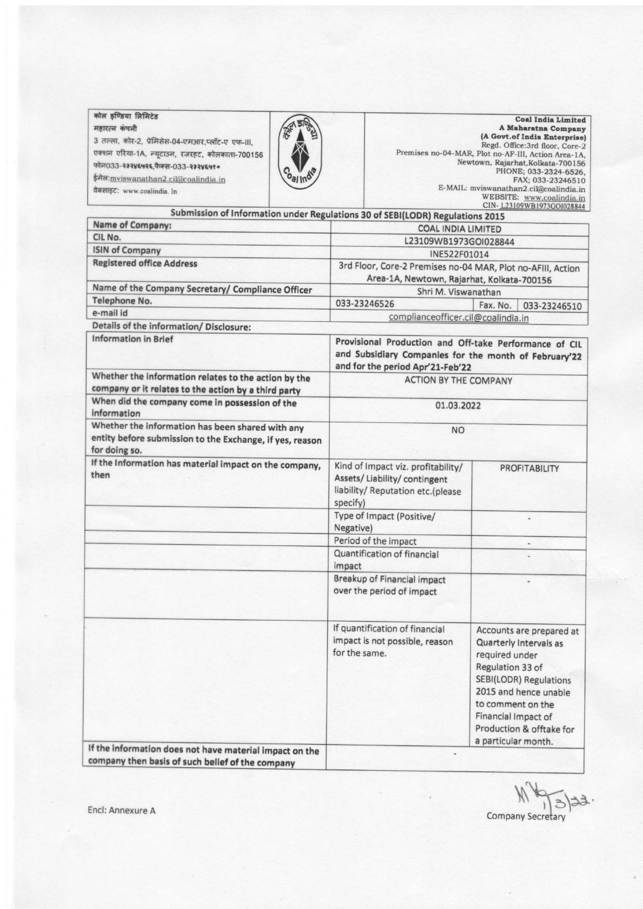कोल इण्डिया लिमिटेड
महारत्न कंपनी
3 तल्ला, कोर-2, प्रेमिसेस-04-एमआर,प्लॉट-ए एफ-III,
एक्शन एरिया-1A, न्यूटाउन, रजरहट, कोलकाता-700156
फोन033-२३२४६५२६,फैक्स-033-२३२४६५१०
ईमेल:mviswanathan2.cil@coalindia.in
वेबसाइट: www.coalindia.in

**Coal India Limited**
**A Maharatna Company**
**(A Govt.of India Enterprise)**
Regd. Office:3rd floor, Core-2
Premises no-04-MAR, Plot no-AF-III, Action Area-1A,
Newtown, Rajarhat,Kolkata-700156
PHONE; 033-2324-6526,
FAX; 033-23246510
E-MAIL: mviswanathan2.cil@coalindia.in
WEBSITE: www.coalindia.in
CIN- L23109WB1973GOI028844

## Submission of Information under Regulations 30 of SEBI(LODR) Regulations 2015

| | | | |
|---|---|---|---|
| **Name of Company:** | COAL INDIA LIMITED | | |
| **CIL No.** | L23109WB1973GOI028844 | | |
| **ISIN of Company** | INE522F01014 | | |
| **Registered office Address** | 3rd Floor, Core-2 Premises no-04 MAR, Plot no-AFIII, Action Area-1A, Newtown, Rajarhat, Kolkata-700156 | | |
| **Name of the Company Secretary/ Compliance Officer** | Shri M. Viswanathan | | |
| **Telephone No.** | 033-23246526 | Fax. No. | 033-23246510 |
| **e-mail id** | complianceofficer.cil@coalindia.in | | |
| **Details of the information/ Disclosure:** | | | |
| **Information in Brief** | **Provisional Production and Off-take Performance of CIL and Subsidiary Companies for the month of February'22 and for the period Apr'21-Feb'22** | | |
| **Whether the information relates to the action by the company or it relates to the action by a third party** | ACTION BY THE COMPANY | | |
| **When did the company come in possession of the information** | 01.03.2022 | | |
| **Whether the information has been shared with any entity before submission to the Exchange, if yes, reason for doing so.** | NO | | |
| **If the Information has material impact on the company, then** | Kind of Impact viz. profitability/ Assets/ Liability/ contingent liability/ Reputation etc.(please specify) | PROFITABILITY | |
| | Type of Impact (Positive/ Negative) | - | |
| | Period of the impact | - | |
| | Quantification of financial impact | - | |
| | Breakup of Financial impact over the period of impact | - | |
| | If quantification of financial impact is not possible, reason for the same. | Accounts are prepared at Quarterly Intervals as required under Regulation 33 of SEBI(LODR) Regulations 2015 and hence unable to comment on the Financial Impact of Production & offtake for a particular month. | |
| **If the information does not have material impact on the company then basis of such belief of the company** | - | | |

Encl: Annexure A

1/3/22.
Company Secretary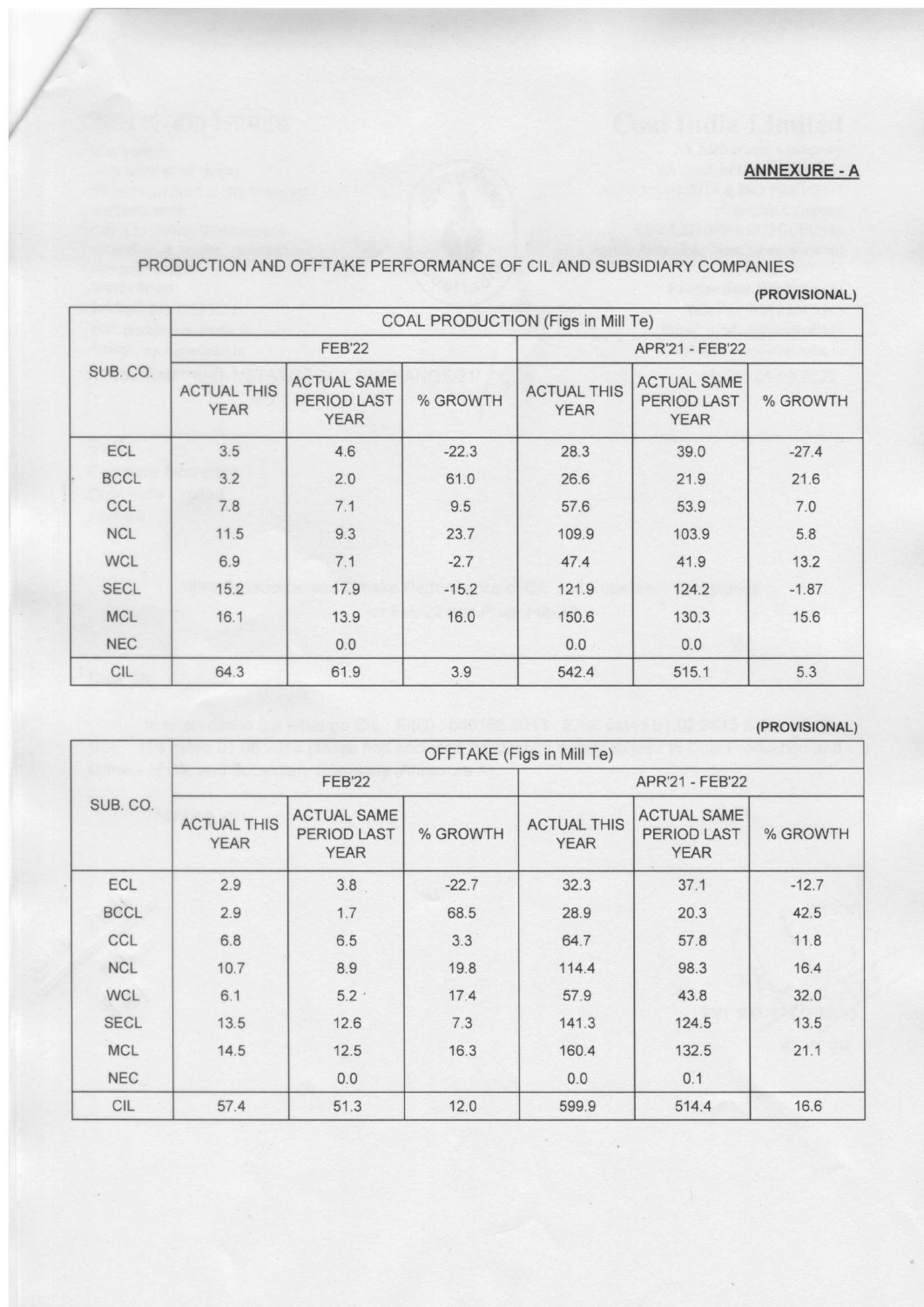**ANNEXURE - A**

PRODUCTION AND OFFTAKE PERFORMANCE OF CIL AND SUBSIDIARY COMPANIES

(PROVISIONAL)

| SUB. CO. | COAL PRODUCTION (Figs in Mill Te) | | | | | |
|---|---|---|---|---|---|---|
| | FEB'22 | | | APR'21 - FEB'22 | | |
| | ACTUAL THIS YEAR | ACTUAL SAME PERIOD LAST YEAR | % GROWTH | ACTUAL THIS YEAR | ACTUAL SAME PERIOD LAST YEAR | % GROWTH |
| ECL | 3.5 | 4.6 | -22.3 | 28.3 | 39.0 | -27.4 |
| BCCL | 3.2 | 2.0 | 61.0 | 26.6 | 21.9 | 21.6 |
| CCL | 7.8 | 7.1 | 9.5 | 57.6 | 53.9 | 7.0 |
| NCL | 11.5 | 9.3 | 23.7 | 109.9 | 103.9 | 5.8 |
| WCL | 6.9 | 7.1 | -2.7 | 47.4 | 41.9 | 13.2 |
| SECL | 15.2 | 17.9 | -15.2 | 121.9 | 124.2 | -1.87 |
| MCL | 16.1 | 13.9 | 16.0 | 150.6 | 130.3 | 15.6 |
| NEC | | 0.0 | | 0.0 | 0.0 | |
| CIL | 64.3 | 61.9 | 3.9 | 542.4 | 515.1 | 5.3 |

(PROVISIONAL)

| SUB. CO. | OFFTAKE (Figs in Mill Te) | | | | | |
|---|---|---|---|---|---|---|
| | FEB'22 | | | APR'21 - FEB'22 | | |
| | ACTUAL THIS YEAR | ACTUAL SAME PERIOD LAST YEAR | % GROWTH | ACTUAL THIS YEAR | ACTUAL SAME PERIOD LAST YEAR | % GROWTH |
| ECL | 2.9 | 3.8 | -22.7 | 32.3 | 37.1 | -12.7 |
| BCCL | 2.9 | 1.7 | 68.5 | 28.9 | 20.3 | 42.5 |
| CCL | 6.8 | 6.5 | 3.3 | 64.7 | 57.8 | 11.8 |
| NCL | 10.7 | 8.9 | 19.8 | 114.4 | 98.3 | 16.4 |
| WCL | 6.1 | 5.2 | 17.4 | 57.9 | 43.8 | 32.0 |
| SECL | 13.5 | 12.6 | 7.3 | 141.3 | 124.5 | 13.5 |
| MCL | 14.5 | 12.5 | 16.3 | 160.4 | 132.5 | 21.1 |
| NEC | | 0.0 | | 0.0 | 0.1 | |
| CIL | 57.4 | 51.3 | 12.0 | 599.9 | 514.4 | 16.6 |